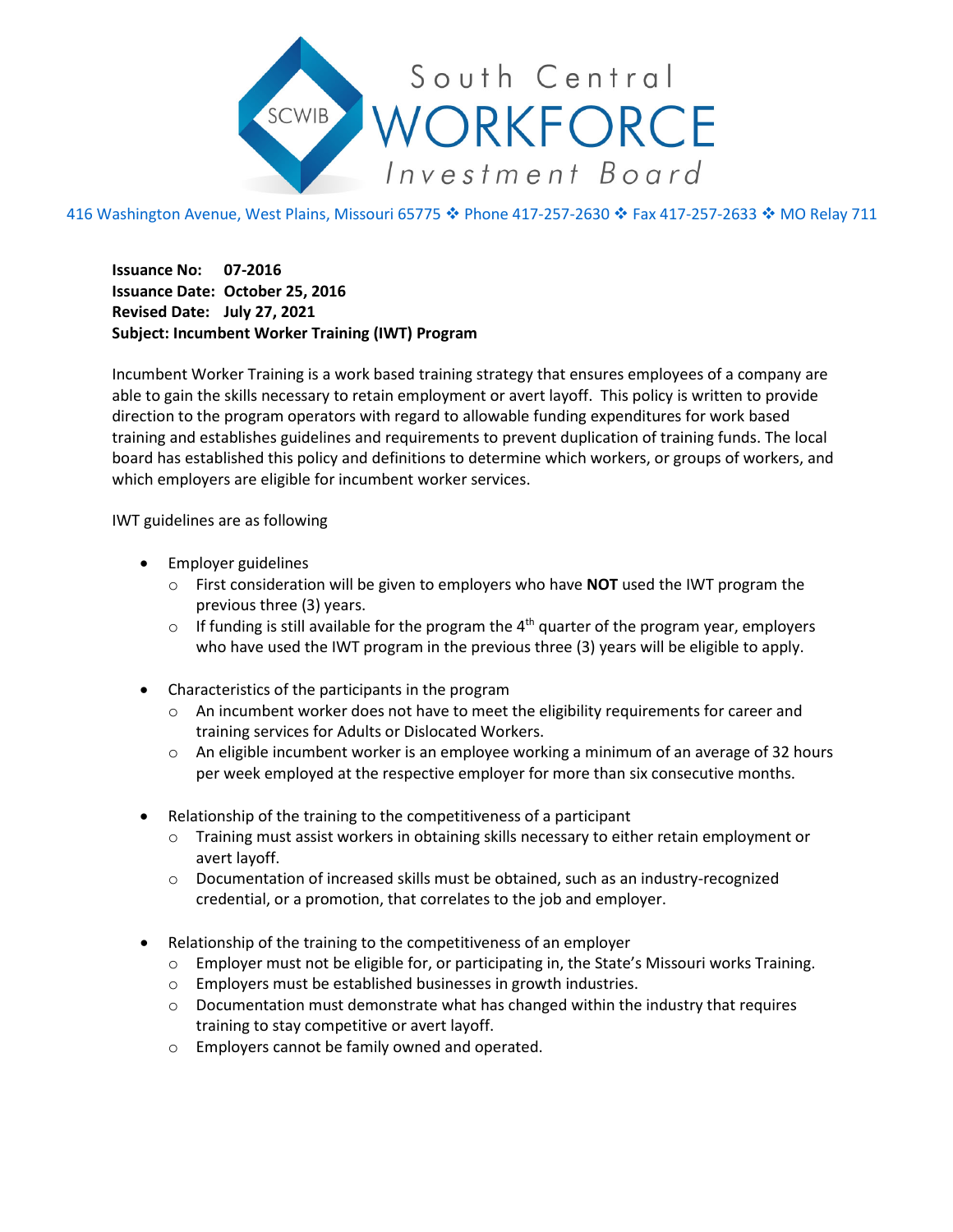# South Central WORKFORCE Investment Board

416 Washington Avenue, West Plains, Missouri 65775 ❖ Phone 417-257-2630 ❖ Fax 417-257-2633 ❖ MO Relay 711

**Issuance No: 07-2016**
**Issuance Date: October 25, 2016**
**Revised Date: July 27, 2021**
**Subject: Incumbent Worker Training (IWT) Program**

Incumbent Worker Training is a work based training strategy that ensures employees of a company are able to gain the skills necessary to retain employment or avert layoff. This policy is written to provide direction to the program operators with regard to allowable funding expenditures for work based training and establishes guidelines and requirements to prevent duplication of training funds. The local board has established this policy and definitions to determine which workers, or groups of workers, and which employers are eligible for incumbent worker services.

IWT guidelines are as following

- Employer guidelines
  - First consideration will be given to employers who have **NOT** used the IWT program the previous three (3) years.
  - If funding is still available for the program the 4th quarter of the program year, employers who have used the IWT program in the previous three (3) years will be eligible to apply.

- Characteristics of the participants in the program
  - An incumbent worker does not have to meet the eligibility requirements for career and training services for Adults or Dislocated Workers.
  - An eligible incumbent worker is an employee working a minimum of an average of 32 hours per week employed at the respective employer for more than six consecutive months.

- Relationship of the training to the competitiveness of a participant
  - Training must assist workers in obtaining skills necessary to either retain employment or avert layoff.
  - Documentation of increased skills must be obtained, such as an industry-recognized credential, or a promotion, that correlates to the job and employer.

- Relationship of the training to the competitiveness of an employer
  - Employer must not be eligible for, or participating in, the State's Missouri works Training.
  - Employers must be established businesses in growth industries.
  - Documentation must demonstrate what has changed within the industry that requires training to stay competitive or avert layoff.
  - Employers cannot be family owned and operated.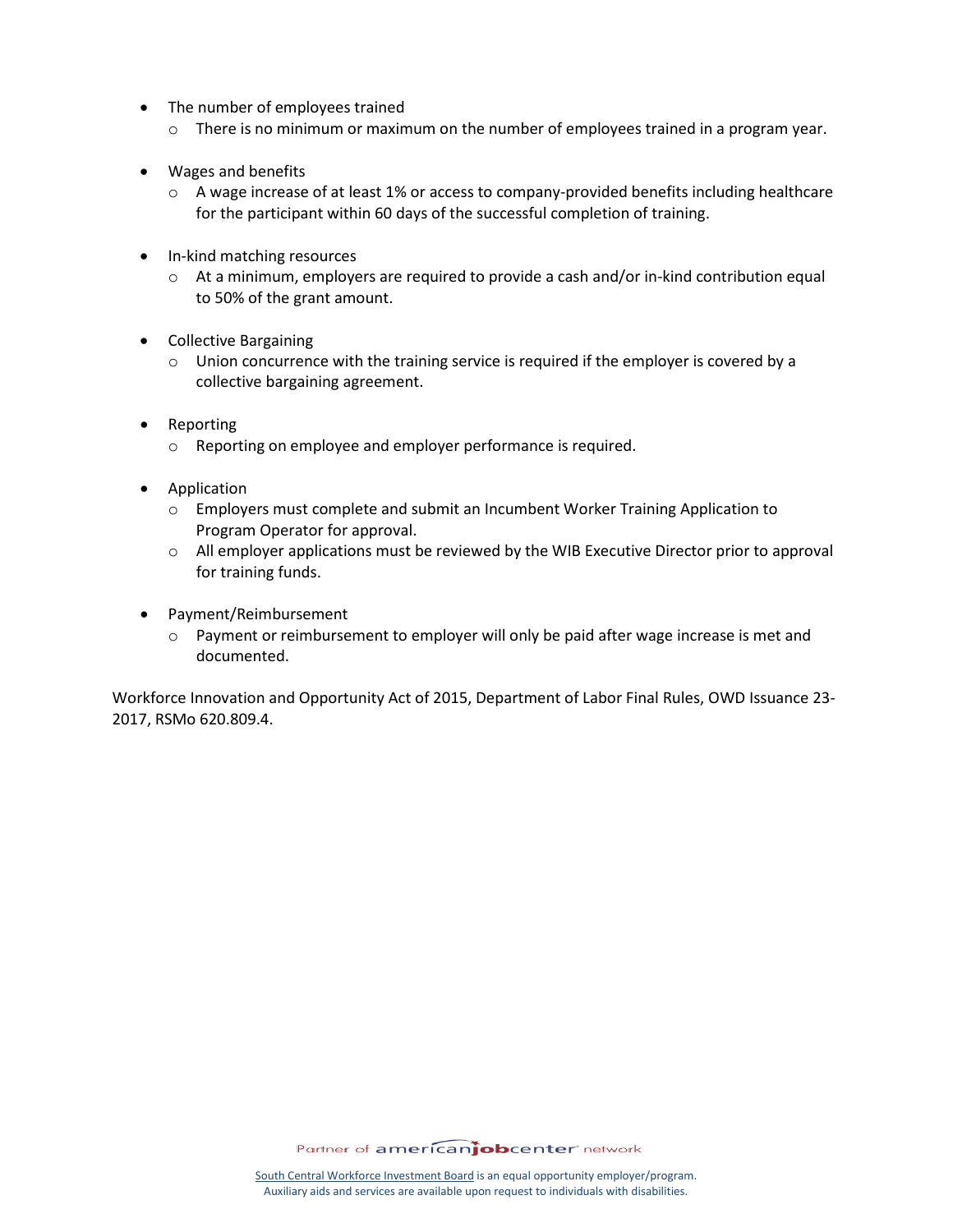- The number of employees trained
  - There is no minimum or maximum on the number of employees trained in a program year.

- Wages and benefits
  - A wage increase of at least 1% or access to company-provided benefits including healthcare for the participant within 60 days of the successful completion of training.

- In-kind matching resources
  - At a minimum, employers are required to provide a cash and/or in-kind contribution equal to 50% of the grant amount.

- Collective Bargaining
  - Union concurrence with the training service is required if the employer is covered by a collective bargaining agreement.

- Reporting
  - Reporting on employee and employer performance is required.

- Application
  - Employers must complete and submit an Incumbent Worker Training Application to Program Operator for approval.
  - All employer applications must be reviewed by the WIB Executive Director prior to approval for training funds.

- Payment/Reimbursement
  - Payment or reimbursement to employer will only be paid after wage increase is met and documented.

Workforce Innovation and Opportunity Act of 2015, Department of Labor Final Rules, OWD Issuance 23-2017, RSMo 620.809.4.